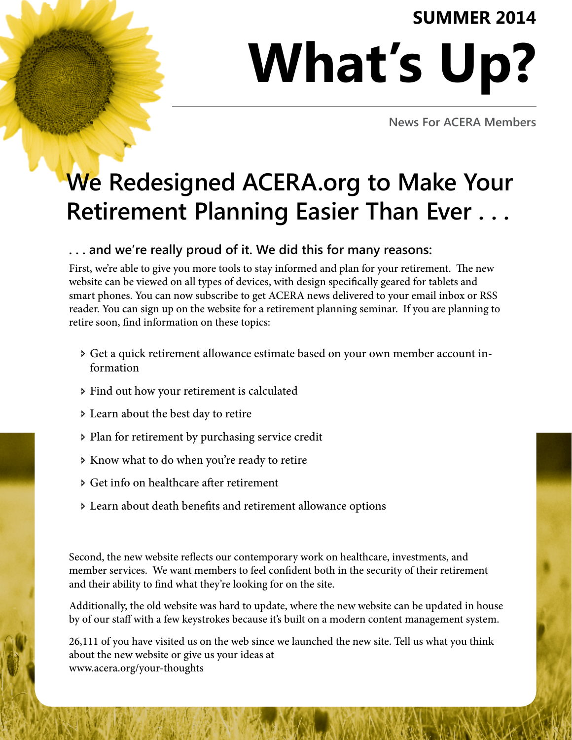SUMMER 2014

# What's Up?

News For ACERA Members

## We Redesigned ACERA.org to Make Your Retirement Planning Easier Than Ever . . .

### . . . and we're really proud of it. We did this for many reasons:

First, we're able to give you more tools to stay informed and plan for your retirement. The new website can be viewed on all types of devices, with design specifically geared for tablets and smart phones. You can now subscribe to get ACERA news delivered to your email inbox or RSS reader. You can sign up on the website for a retirement planning seminar. If you are planning to retire soon, find information on these topics:

- Get a quick retirement allowance estimate based on your own member account information
- Find out how your retirement is calculated
- Learn about the best day to retire
- Plan for retirement by purchasing service credit
- Know what to do when you're ready to retire
- Get info on healthcare after retirement
- Learn about death benefits and retirement allowance options

Second, the new website reflects our contemporary work on healthcare, investments, and member services. We want members to feel confident both in the security of their retirement and their ability to find what they're looking for on the site.

Additionally, the old website was hard to update, where the new website can be updated in house by of our staff with a few keystrokes because it's built on a modern content management system.

26,111 of you have visited us on the web since we launched the new site. Tell us what you think about the new website or give us your ideas at www.acera.org/your-thoughts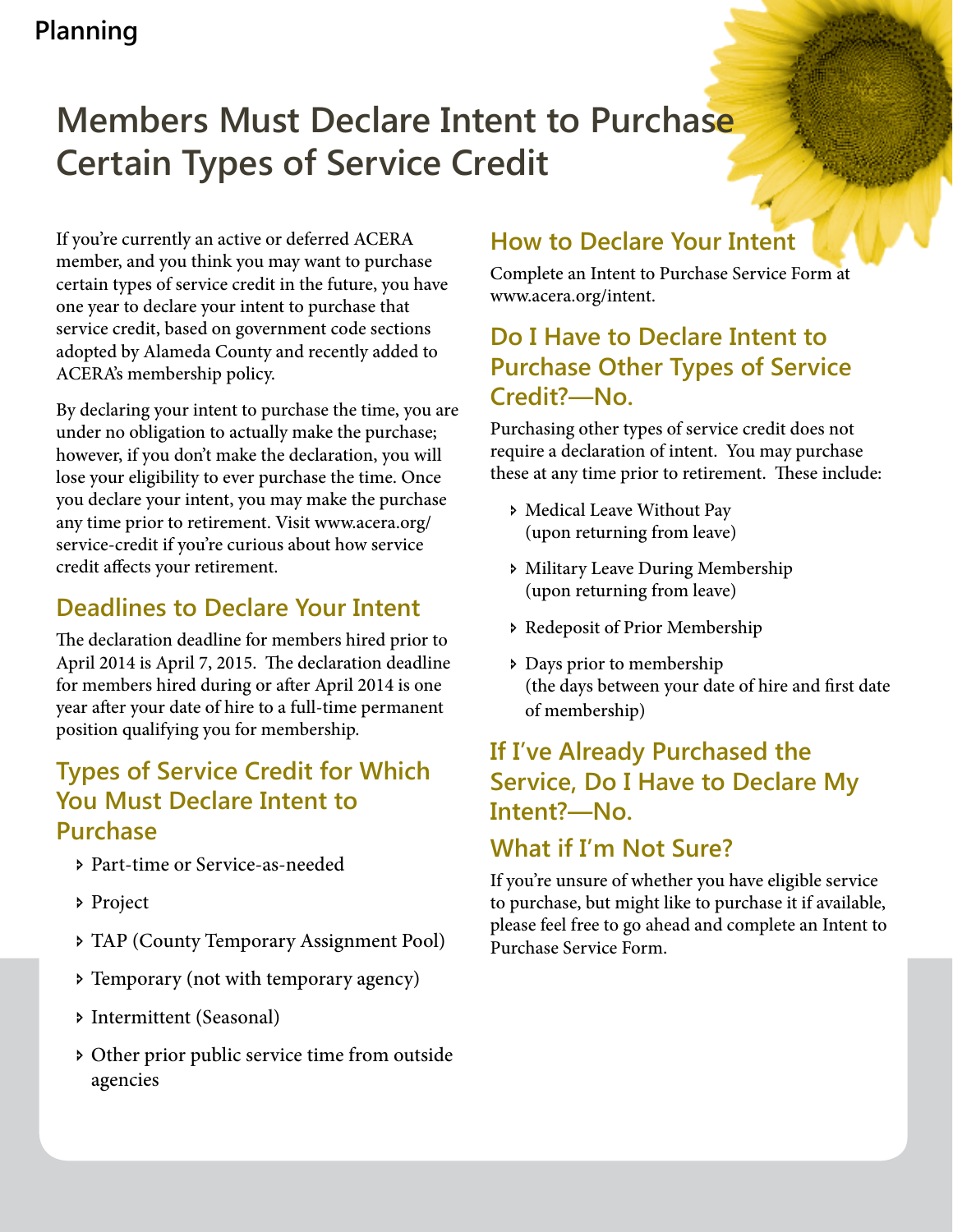# Members Must Declare Intent to Purchase Certain Types of Service Credit

If you're currently an active or deferred ACERA member, and you think you may want to purchase certain types of service credit in the future, you have one year to declare your intent to purchase that service credit, based on government code sections adopted by Alameda County and recently added to ACERA's membership policy.

By declaring your intent to purchase the time, you are under no obligation to actually make the purchase; however, if you don't make the declaration, you will lose your eligibility to ever purchase the time. Once you declare your intent, you may make the purchase any time prior to retirement. Visit www.acera.org/service-credit if you're curious about how service credit affects your retirement.

## Deadlines to Declare Your Intent

The declaration deadline for members hired prior to April 2014 is April 7, 2015. The declaration deadline for members hired during or after April 2014 is one year after your date of hire to a full-time permanent position qualifying you for membership.

## Types of Service Credit for Which You Must Declare Intent to Purchase

- Part-time or Service-as-needed
- Project
- TAP (County Temporary Assignment Pool)
- Temporary (not with temporary agency)
- Intermittent (Seasonal)
- Other prior public service time from outside agencies

## How to Declare Your Intent

Complete an Intent to Purchase Service Form at www.acera.org/intent.

## Do I Have to Declare Intent to Purchase Other Types of Service Credit?—No.

Purchasing other types of service credit does not require a declaration of intent. You may purchase these at any time prior to retirement. These include:

- Medical Leave Without Pay (upon returning from leave)
- Military Leave During Membership (upon returning from leave)
- Redeposit of Prior Membership
- Days prior to membership (the days between your date of hire and first date of membership)

## If I've Already Purchased the Service, Do I Have to Declare My Intent?—No.

## What if I'm Not Sure?

If you're unsure of whether you have eligible service to purchase, but might like to purchase it if available, please feel free to go ahead and complete an Intent to Purchase Service Form.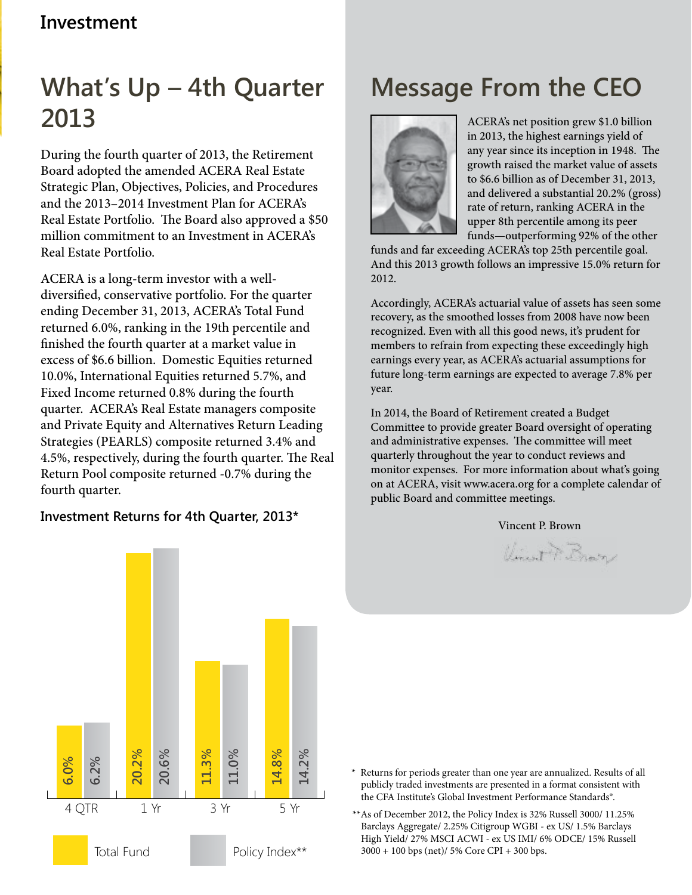# Investment

## What's Up – 4th Quarter 2013

During the fourth quarter of 2013, the Retirement Board adopted the amended ACERA Real Estate Strategic Plan, Objectives, Policies, and Procedures and the 2013–2014 Investment Plan for ACERA's Real Estate Portfolio. The Board also approved a $50 million commitment to an Investment in ACERA's Real Estate Portfolio.

ACERA is a long-term investor with a well-diversified, conservative portfolio. For the quarter ending December 31, 2013, ACERA's Total Fund returned 6.0%, ranking in the 19th percentile and finished the fourth quarter at a market value in excess of $6.6 billion. Domestic Equities returned 10.0%, International Equities returned 5.7%, and Fixed Income returned 0.8% during the fourth quarter. ACERA's Real Estate managers composite and Private Equity and Alternatives Return Leading Strategies (PEARLS) composite returned 3.4% and 4.5%, respectively, during the fourth quarter. The Real Return Pool composite returned -0.7% during the fourth quarter.

### Investment Returns for 4th Quarter, 2013*

| | 4 QTR | 1 Yr | 3 Yr | 5 Yr |
|---|---|---|---|---|
| Total Fund | 6.0% | 20.2% | 11.3% | 14.8% |
| Policy Index** | 6.2% | 20.6% | 11.0% | 14.2% |

\* Returns for periods greater than one year are annualized. Results of all publicly traded investments are presented in a format consistent with the CFA Institute's Global Investment Performance Standards®.

\*\*As of December 2012, the Policy Index is 32% Russell 3000/ 11.25% Barclays Aggregate/ 2.25% Citigroup WGBI - ex US/ 1.5% Barclays High Yield/ 27% MSCI ACWI - ex US IMI/ 6% ODCE/ 15% Russell 3000 + 100 bps (net)/ 5% Core CPI + 300 bps.

## Message From the CEO

ACERA's net position grew $1.0 billion in 2013, the highest earnings yield of any year since its inception in 1948. The growth raised the market value of assets to $6.6 billion as of December 31, 2013, and delivered a substantial 20.2% (gross) rate of return, ranking ACERA in the upper 8th percentile among its peer funds—outperforming 92% of the other funds and far exceeding ACERA's top 25th percentile goal. And this 2013 growth follows an impressive 15.0% return for 2012.

Accordingly, ACERA's actuarial value of assets has seen some recovery, as the smoothed losses from 2008 have now been recognized. Even with all this good news, it's prudent for members to refrain from expecting these exceedingly high earnings every year, as ACERA's actuarial assumptions for future long-term earnings are expected to average 7.8% per year.

In 2014, the Board of Retirement created a Budget Committee to provide greater Board oversight of operating and administrative expenses. The committee will meet quarterly throughout the year to conduct reviews and monitor expenses. For more information about what's going on at ACERA, visit www.acera.org for a complete calendar of public Board and committee meetings.

Vincent P. Brown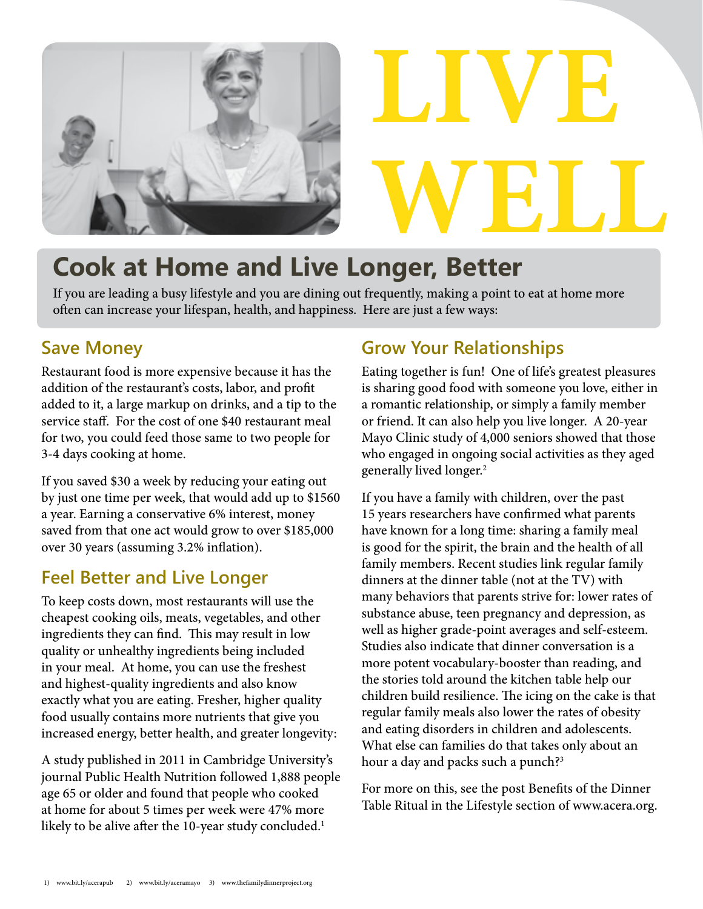# LIVE WELL

## Cook at Home and Live Longer, Better

If you are leading a busy lifestyle and you are dining out frequently, making a point to eat at home more often can increase your lifespan, health, and happiness. Here are just a few ways:

### Save Money

Restaurant food is more expensive because it has the addition of the restaurant's costs, labor, and profit added to it, a large markup on drinks, and a tip to the service staff. For the cost of one $40 restaurant meal for two, you could feed those same to two people for 3-4 days cooking at home.

If you saved $30 a week by reducing your eating out by just one time per week, that would add up to $1560 a year. Earning a conservative 6% interest, money saved from that one act would grow to over $185,000 over 30 years (assuming 3.2% inflation).

### Feel Better and Live Longer

To keep costs down, most restaurants will use the cheapest cooking oils, meats, vegetables, and other ingredients they can find. This may result in low quality or unhealthy ingredients being included in your meal. At home, you can use the freshest and highest-quality ingredients and also know exactly what you are eating. Fresher, higher quality food usually contains more nutrients that give you increased energy, better health, and greater longevity:

A study published in 2011 in Cambridge University's journal Public Health Nutrition followed 1,888 people age 65 or older and found that people who cooked at home for about 5 times per week were 47% more likely to be alive after the 10-year study concluded.[1]

### Grow Your Relationships

Eating together is fun! One of life's greatest pleasures is sharing good food with someone you love, either in a romantic relationship, or simply a family member or friend. It can also help you live longer. A 20-year Mayo Clinic study of 4,000 seniors showed that those who engaged in ongoing social activities as they aged generally lived longer.[2]

If you have a family with children, over the past 15 years researchers have confirmed what parents have known for a long time: sharing a family meal is good for the spirit, the brain and the health of all family members. Recent studies link regular family dinners at the dinner table (not at the TV) with many behaviors that parents strive for: lower rates of substance abuse, teen pregnancy and depression, as well as higher grade-point averages and self-esteem. Studies also indicate that dinner conversation is a more potent vocabulary-booster than reading, and the stories told around the kitchen table help our children build resilience. The icing on the cake is that regular family meals also lower the rates of obesity and eating disorders in children and adolescents. What else can families do that takes only about an hour a day and packs such a punch?[3]

For more on this, see the post Benefits of the Dinner Table Ritual in the Lifestyle section of www.acera.org.

1) www.bit.ly/acerapub 2) www.bit.ly/aceramayo 3) www.thefamilydinnerproject.org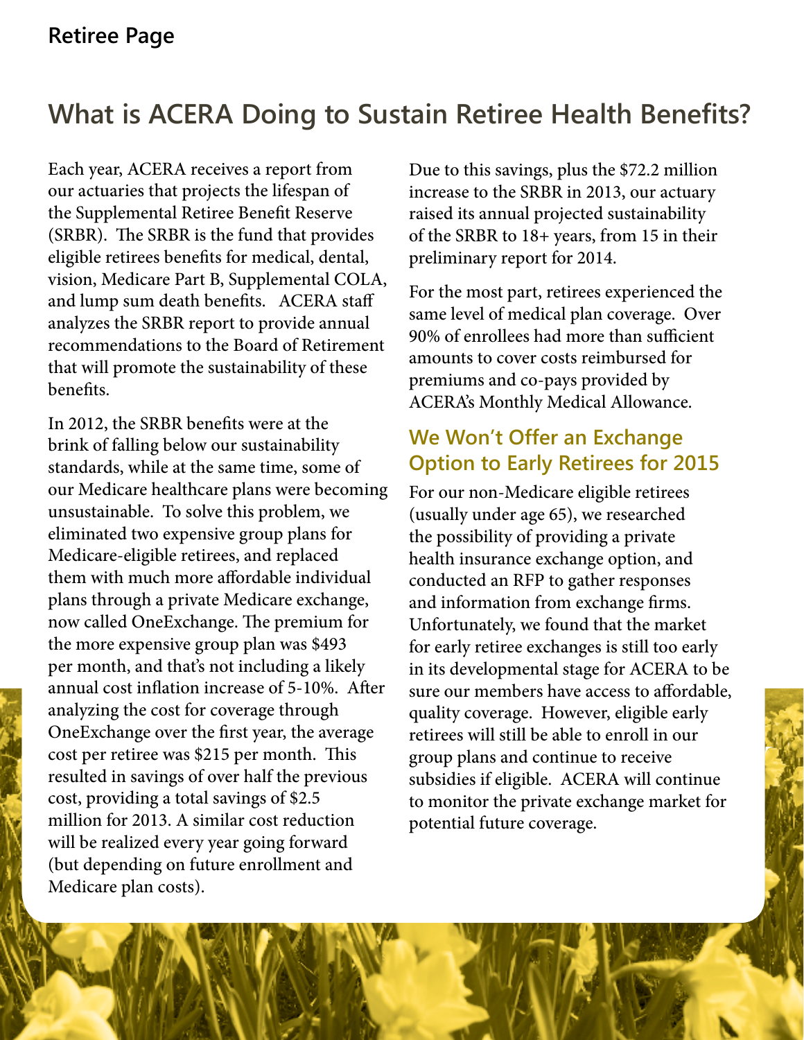## What is ACERA Doing to Sustain Retiree Health Benefits?

Each year, ACERA receives a report from our actuaries that projects the lifespan of the Supplemental Retiree Benefit Reserve (SRBR). The SRBR is the fund that provides eligible retirees benefits for medical, dental, vision, Medicare Part B, Supplemental COLA, and lump sum death benefits. ACERA staff analyzes the SRBR report to provide annual recommendations to the Board of Retirement that will promote the sustainability of these benefits.

In 2012, the SRBR benefits were at the brink of falling below our sustainability standards, while at the same time, some of our Medicare healthcare plans were becoming unsustainable. To solve this problem, we eliminated two expensive group plans for Medicare-eligible retirees, and replaced them with much more affordable individual plans through a private Medicare exchange, now called OneExchange. The premium for the more expensive group plan was $493 per month, and that's not including a likely annual cost inflation increase of 5-10%. After analyzing the cost for coverage through OneExchange over the first year, the average cost per retiree was $215 per month. This resulted in savings of over half the previous cost, providing a total savings of $2.5 million for 2013. A similar cost reduction will be realized every year going forward (but depending on future enrollment and Medicare plan costs).

Due to this savings, plus the $72.2 million increase to the SRBR in 2013, our actuary raised its annual projected sustainability of the SRBR to 18+ years, from 15 in their preliminary report for 2014.

For the most part, retirees experienced the same level of medical plan coverage. Over 90% of enrollees had more than sufficient amounts to cover costs reimbursed for premiums and co-pays provided by ACERA's Monthly Medical Allowance.

### We Won't Offer an Exchange Option to Early Retirees for 2015

For our non-Medicare eligible retirees (usually under age 65), we researched the possibility of providing a private health insurance exchange option, and conducted an RFP to gather responses and information from exchange firms. Unfortunately, we found that the market for early retiree exchanges is still too early in its developmental stage for ACERA to be sure our members have access to affordable, quality coverage. However, eligible early retirees will still be able to enroll in our group plans and continue to receive subsidies if eligible. ACERA will continue to monitor the private exchange market for potential future coverage.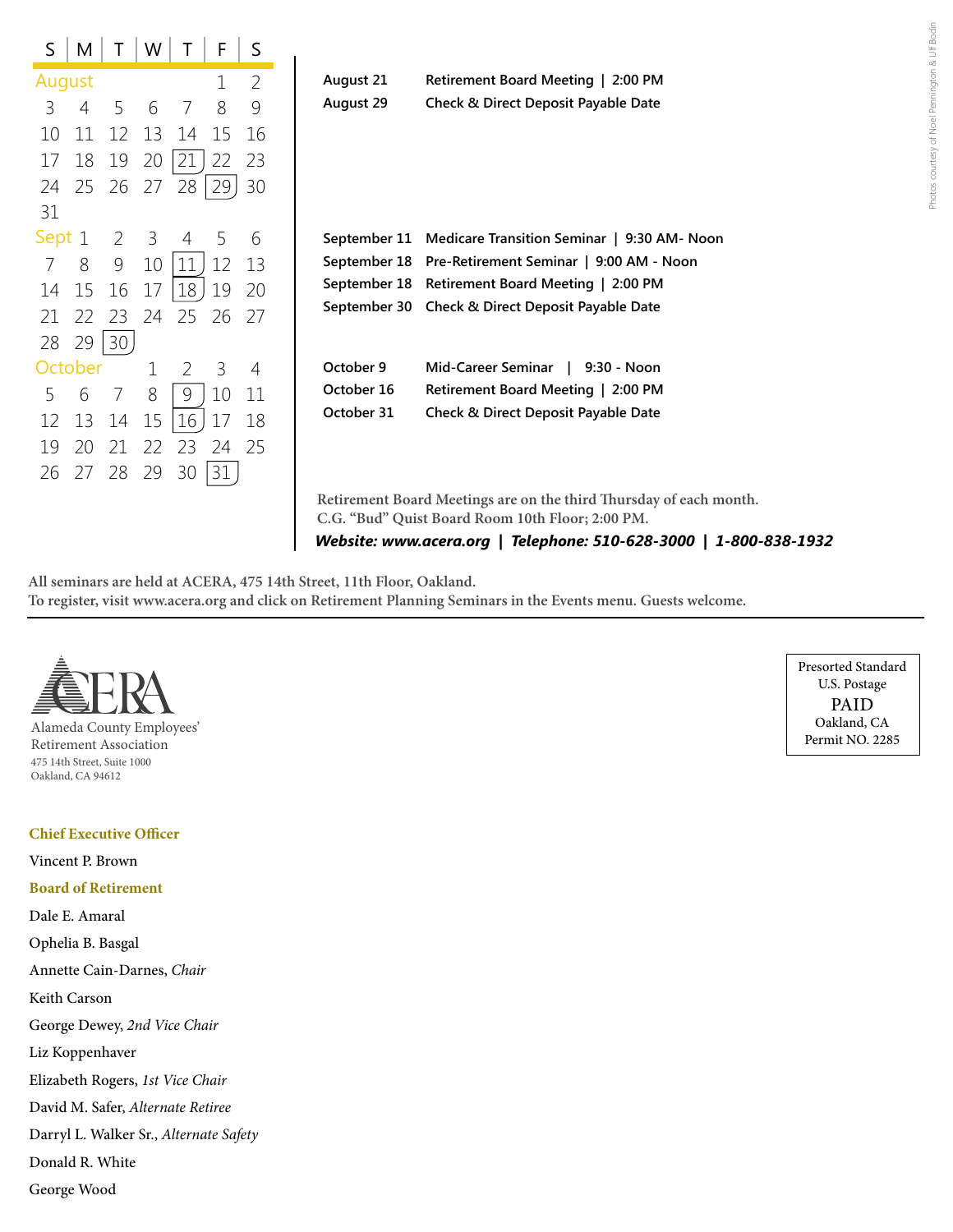| S | M | T | W | T | F | S |
|---|---|---|---|---|---|---|
| August | | | | | 1 | 2 |
| 3 | 4 | 5 | 6 | 7 | 8 | 9 |
| 10 | 11 | 12 | 13 | 14 | 15 | 16 |
| 17 | 18 | 19 | 20 | 21 | 22 | 23 |
| 24 | 25 | 26 | 27 | 28 | 29 | 30 |
| 31 | | | | | | |
| Sept | 1 | 2 | 3 | 4 | 5 | 6 |
| 7 | 8 | 9 | 10 | 11 | 12 | 13 |
| 14 | 15 | 16 | 17 | 18 | 19 | 20 |
| 21 | 22 | 23 | 24 | 25 | 26 | 27 |
| 28 | 29 | 30 | | | | |
| October | | | 1 | 2 | 3 | 4 |
| 5 | 6 | 7 | 8 | 9 | 10 | 11 |
| 12 | 13 | 14 | 15 | 16 | 17 | 18 |
| 19 | 20 | 21 | 22 | 23 | 24 | 25 |
| 26 | 27 | 28 | 29 | 30 | 31 | |

| | |
|---|---|
| **August 21** | **Retirement Board Meeting \| 2:00 PM** |
| **August 29** | **Check & Direct Deposit Payable Date** |
| **September 11** | **Medicare Transition Seminar \| 9:30 AM- Noon** |
| **September 18** | **Pre-Retirement Seminar \| 9:00 AM - Noon** |
| **September 18** | **Retirement Board Meeting \| 2:00 PM** |
| **September 30** | **Check & Direct Deposit Payable Date** |
| **October 9** | **Mid-Career Seminar \| 9:30 - Noon** |
| **October 16** | **Retirement Board Meeting \| 2:00 PM** |
| **October 31** | **Check & Direct Deposit Payable Date** |

**Retirement Board Meetings are on the third Thursday of each month.**
**C.G. "Bud" Quist Board Room 10th Floor; 2:00 PM.**

***Website: www.acera.org | Telephone: 510-628-3000 | 1-800-838-1932***

Photos courtesy of Noel Pennington & Ulf Bodin

**All seminars are held at ACERA, 475 14th Street, 11th Floor, Oakland.**
**To register, visit www.acera.org and click on Retirement Planning Seminars in the Events menu. Guests welcome.**

ACERA
Alameda County Employees' Retirement Association
475 14th Street, Suite 1000
Oakland, CA 94612

Presorted Standard
U.S. Postage
PAID
Oakland, CA
Permit NO. 2285

**Chief Executive Officer**

Vincent P. Brown

**Board of Retirement**

Dale E. Amaral

Ophelia B. Basgal

Annette Cain-Darnes, *Chair*

Keith Carson

George Dewey, *2nd Vice Chair*

Liz Koppenhaver

Elizabeth Rogers, *1st Vice Chair*

David M. Safer, *Alternate Retiree*

Darryl L. Walker Sr., *Alternate Safety*

Donald R. White

George Wood